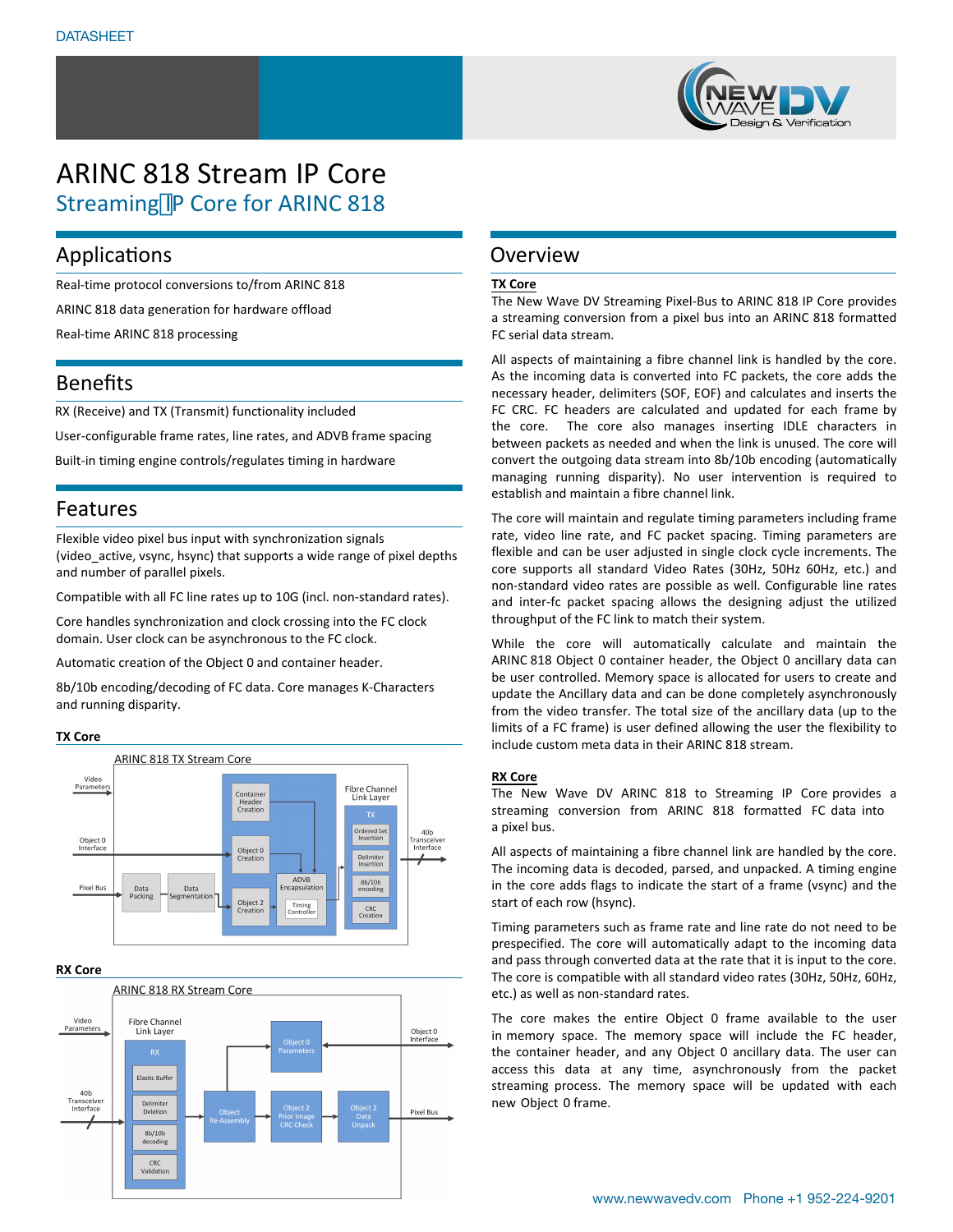DATASHEET

# ARINC 818 Stream IP Core

## Streaming IP Core for ARINC 818

## Applications

Real-time protocol conversions to/from ARINC 818

ARINC 818 data generation for hardware offload

Real-time ARINC 818 processing

## Benefits

RX (Receive) and TX (Transmit) functionality included

User-configurable frame rates, line rates, and ADVB frame spacing

Built-in timing engine controls/regulates timing in hardware

## Features

Flexible video pixel bus input with synchronization signals (video_active, vsync, hsync) that supports a wide range of pixel depths and number of parallel pixels.

Compatible with all FC line rates up to 10G (incl. non-standard rates).

Core handles synchronization and clock crossing into the FC clock domain. User clock can be asynchronous to the FC clock.

Automatic creation of the Object 0 and container header.

8b/10b encoding/decoding of FC data. Core manages K-Characters and running disparity.

**TX Core**

ARINC 818 TX Stream Core

Video Parameters; Object 0 Interface; Pixel Bus; Data Packing; Data Segmentation; Container Header Creation; Object 0 Creation; Object 2 Creation; ADVB Encapsulation; Timing Controller; Fibre Channel Link Layer; TX; Ordered Set Insertion; Delimiter Insertion; 8b/10b encoding; CRC Creation; 40b Transceiver Interface

**RX Core**

ARINC 818 RX Stream Core

Video Parameters; 40b Transceiver Interface; Fibre Channel Link Layer; RX; Elastic Buffer; Delimiter Deletion; 8b/10b decoding; CRC Validation; Object Re-Assembly; Object 0 Parameters; Object 2 Prior Image CRC Check; Object 2 Data Unpack; Object 0 Interface; Pixel Bus

## Overview

**TX Core**

The New Wave DV Streaming Pixel-Bus to ARINC 818 IP Core provides a streaming conversion from a pixel bus into an ARINC 818 formatted FC serial data stream.

All aspects of maintaining a fibre channel link is handled by the core. As the incoming data is converted into FC packets, the core adds the necessary header, delimiters (SOF, EOF) and calculates and inserts the FC CRC. FC headers are calculated and updated for each frame by the core. The core also manages inserting IDLE characters in between packets as needed and when the link is unused. The core will convert the outgoing data stream into 8b/10b encoding (automatically managing running disparity). No user intervention is required to establish and maintain a fibre channel link.

The core will maintain and regulate timing parameters including frame rate, video line rate, and FC packet spacing. Timing parameters are flexible and can be user adjusted in single clock cycle increments. The core supports all standard Video Rates (30Hz, 50Hz 60Hz, etc.) and non-standard video rates are possible as well. Configurable line rates and inter-fc packet spacing allows the designing adjust the utilized throughput of the FC link to match their system.

While the core will automatically calculate and maintain the ARINC 818 Object 0 container header, the Object 0 ancillary data can be user controlled. Memory space is allocated for users to create and update the Ancillary data and can be done completely asynchronously from the video transfer. The total size of the ancillary data (up to the limits of a FC frame) is user defined allowing the user the flexibility to include custom meta data in their ARINC 818 stream.

**RX Core**

The New Wave DV ARINC 818 to Streaming IP Core provides a streaming conversion from ARINC 818 formatted FC data into a pixel bus.

All aspects of maintaining a fibre channel link are handled by the core. The incoming data is decoded, parsed, and unpacked. A timing engine in the core adds flags to indicate the start of a frame (vsync) and the start of each row (hsync).

Timing parameters such as frame rate and line rate do not need to be prespecified. The core will automatically adapt to the incoming data and pass through converted data at the rate that it is input to the core. The core is compatible with all standard video rates (30Hz, 50Hz, 60Hz, etc.) as well as non-standard rates.

The core makes the entire Object 0 frame available to the user in memory space. The memory space will include the FC header, the container header, and any Object 0 ancillary data. The user can access this data at any time, asynchronously from the packet streaming process. The memory space will be updated with each new Object 0 frame.

www.newwavedv.com Phone +1 952-224-9201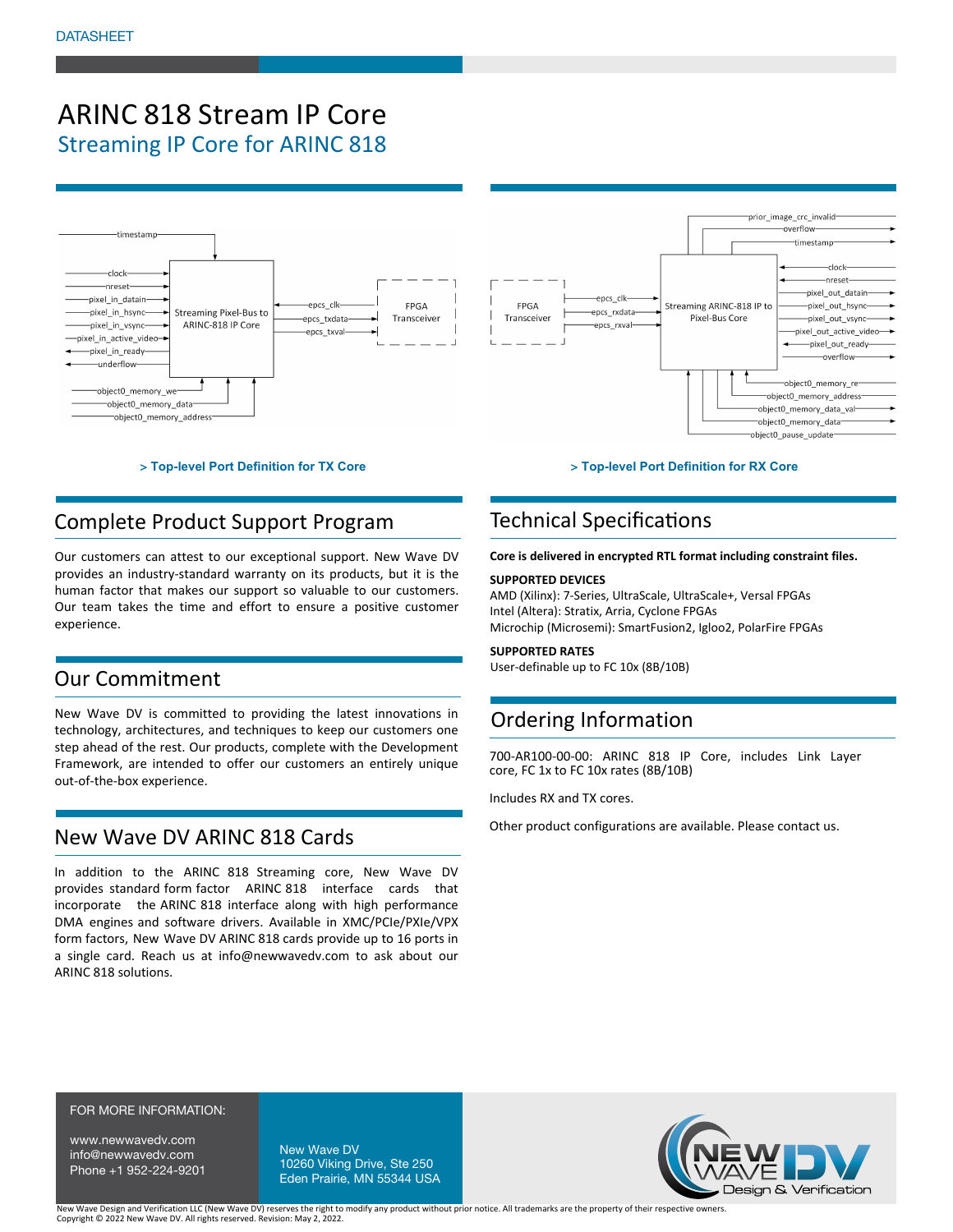DATASHEET

# ARINC 818 Stream IP Core

## Streaming IP Core for ARINC 818

timestamp
clock
nreset
pixel_in_datain
pixel_in_hsync
pixel_in_vsync
pixel_in_active_video
pixel_in_ready
underflow
Streaming Pixel-Bus to ARINC-818 IP Core
epcs_clk
epcs_txdata
epcs_txval
FPGA Transceiver
object0_memory_we
object0_memory_data
object0_memory_address

> Top-level Port Definition for TX Core

prior_image_crc_invalid
overflow
timestamp
clock
nreset
pixel_out_datain
pixel_out_hsync
pixel_out_vsync
pixel_out_active_video
pixel_out_ready
overflow
FPGA Transceiver
epcs_clk
epcs_rxdata
epcs_rxval
Streaming ARINC-818 IP to Pixel-Bus Core
object0_memory_re
object0_memory_address
object0_memory_data_val
object0_memory_data
object0_pause_update

> Top-level Port Definition for RX Core

## Complete Product Support Program

Our customers can attest to our exceptional support. New Wave DV provides an industry-standard warranty on its products, but it is the human factor that makes our support so valuable to our customers. Our team takes the time and effort to ensure a positive customer experience.

## Our Commitment

New Wave DV is committed to providing the latest innovations in technology, architectures, and techniques to keep our customers one step ahead of the rest. Our products, complete with the Development Framework, are intended to offer our customers an entirely unique out-of-the-box experience.

## New Wave DV ARINC 818 Cards

In addition to the ARINC 818 Streaming core, New Wave DV provides standard form factor ARINC 818 interface cards that incorporate the ARINC 818 interface along with high performance DMA engines and software drivers. Available in XMC/PCIe/PXIe/VPX form factors, New Wave DV ARINC 818 cards provide up to 16 ports in a single card. Reach us at info@newwavedv.com to ask about our ARINC 818 solutions.

## Technical Specifications

**Core is delivered in encrypted RTL format including constraint files.**

**SUPPORTED DEVICES**
AMD (Xilinx): 7-Series, UltraScale, UltraScale+, Versal FPGAs
Intel (Altera): Stratix, Arria, Cyclone FPGAs
Microchip (Microsemi): SmartFusion2, Igloo2, PolarFire FPGAs

**SUPPORTED RATES**
User-definable up to FC 10x (8B/10B)

## Ordering Information

700-AR100-00-00: ARINC 818 IP Core, includes Link Layer core, FC 1x to FC 10x rates (8B/10B)

Includes RX and TX cores.

Other product configurations are available. Please contact us.

FOR MORE INFORMATION:

www.newwavedv.com
info@newwavedv.com
Phone +1 952-224-9201

New Wave DV
10260 Viking Drive, Ste 250
Eden Prairie, MN 55344 USA

NEW WAVE DV Design & Verification

New Wave Design and Verification LLC (New Wave DV) reserves the right to modify any product without prior notice. All trademarks are the property of their respective owners.
Copyright © 2022 New Wave DV. All rights reserved. Revision: May 2, 2022.